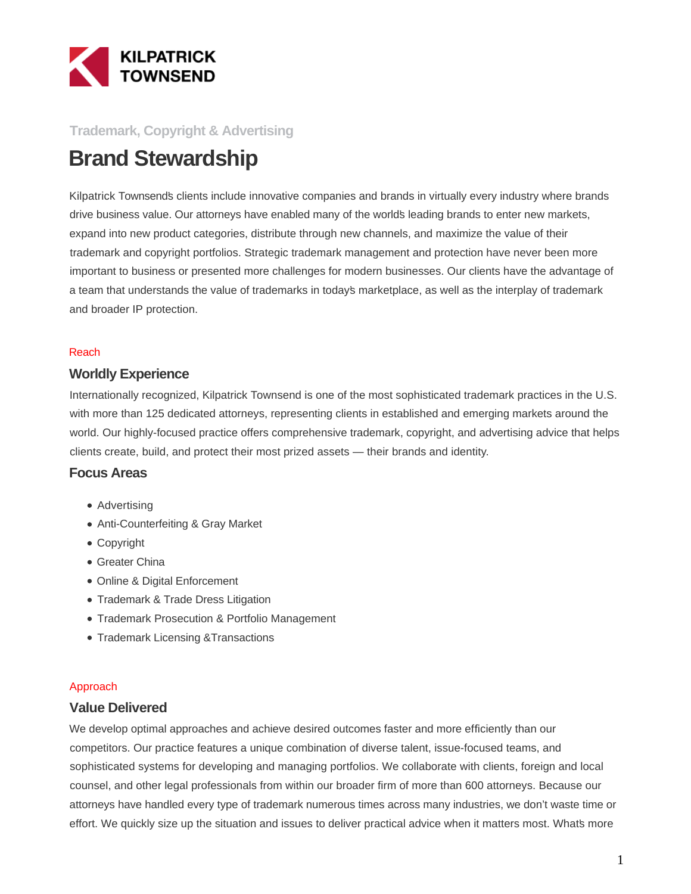Trademark, Copyright & Advertising

# Brand Stewardship

Kilpatrick Townsend's clients include innovative companies and brands in virtually every industry where brands drive business value. Our attorneys have enabled many of the world's leading brands to enter new markets, expand into new product categories, distribute through new channels, and maximize the value of their trademark and copyright portfolios. Strategic trademark management and protection have never been more important to business or presented more challenges for modern businesses. Our clients have the advantage of a team that understands the value of trademarks in today's marketplace, as well as the interplay of trademark and broader IP protection.

Reach

## Worldly Experience

Internationally recognized, Kilpatrick Townsend is one of the most sophisticated trademark practices in the U.S. with more than 125 dedicated attorneys, representing clients in established and emerging markets around the world. Our highly-focused practice offers comprehensive trademark, copyright, and advertising advice that helps clients create, build, and protect their most prized assets — their brands and identity.

## Focus Areas

- Advertising
- Anti-Counterfeiting & Gray Market
- Copyright
- Greater China
- Online & Digital Enforcement
- Trademark & Trade Dress Litigation
- Trademark Prosecution & Portfolio Management
- Trademark Licensing &Transactions

Approach

## Value Delivered

We develop optimal approaches and achieve desired outcomes faster and more efficiently than our competitors. Our practice features a unique combination of diverse talent, issue-focused teams, and sophisticated systems for developing and managing portfolios. We collaborate with clients, foreign and local counsel, and other legal professionals from within our broader firm of more than 600 attorneys. Because our attorneys have handled every type of trademark numerous times across many industries, we don't waste time or effort. We quickly size up the situation and issues to deliver practical advice when it matters most. What's more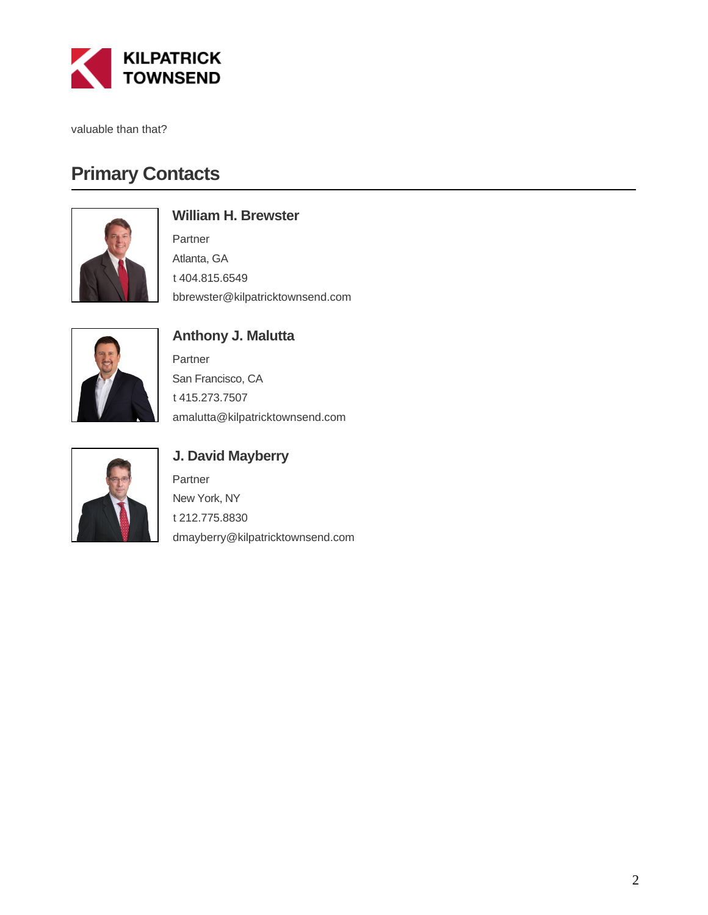valuable than that?

## Primary Contacts

### William H. Brewster

Partner

Atlanta, GA

t 404.815.6549

bbrewster@kilpatricktownsend.com

### Anthony J. Malutta

Partner

San Francisco, CA

t 415.273.7507

amalutta@kilpatricktownsend.com

### J. David Mayberry

Partner

New York, NY

t 212.775.8830

dmayberry@kilpatricktownsend.com